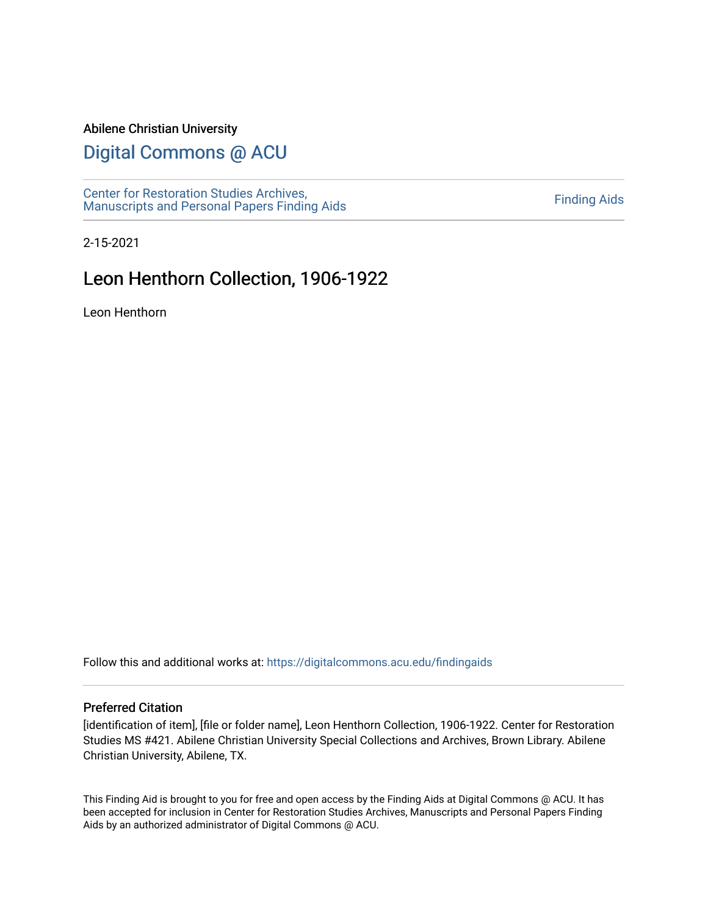Abilene Christian University

# Digital Commons @ ACU

Center for Restoration Studies Archives, Manuscripts and Personal Papers Finding Aids | Finding Aids

2-15-2021

## Leon Henthorn Collection, 1906-1922

Leon Henthorn

Follow this and additional works at: https://digitalcommons.acu.edu/findingaids

### Preferred Citation

[identification of item], [file or folder name], Leon Henthorn Collection, 1906-1922. Center for Restoration Studies MS #421. Abilene Christian University Special Collections and Archives, Brown Library. Abilene Christian University, Abilene, TX.

This Finding Aid is brought to you for free and open access by the Finding Aids at Digital Commons @ ACU. It has been accepted for inclusion in Center for Restoration Studies Archives, Manuscripts and Personal Papers Finding Aids by an authorized administrator of Digital Commons @ ACU.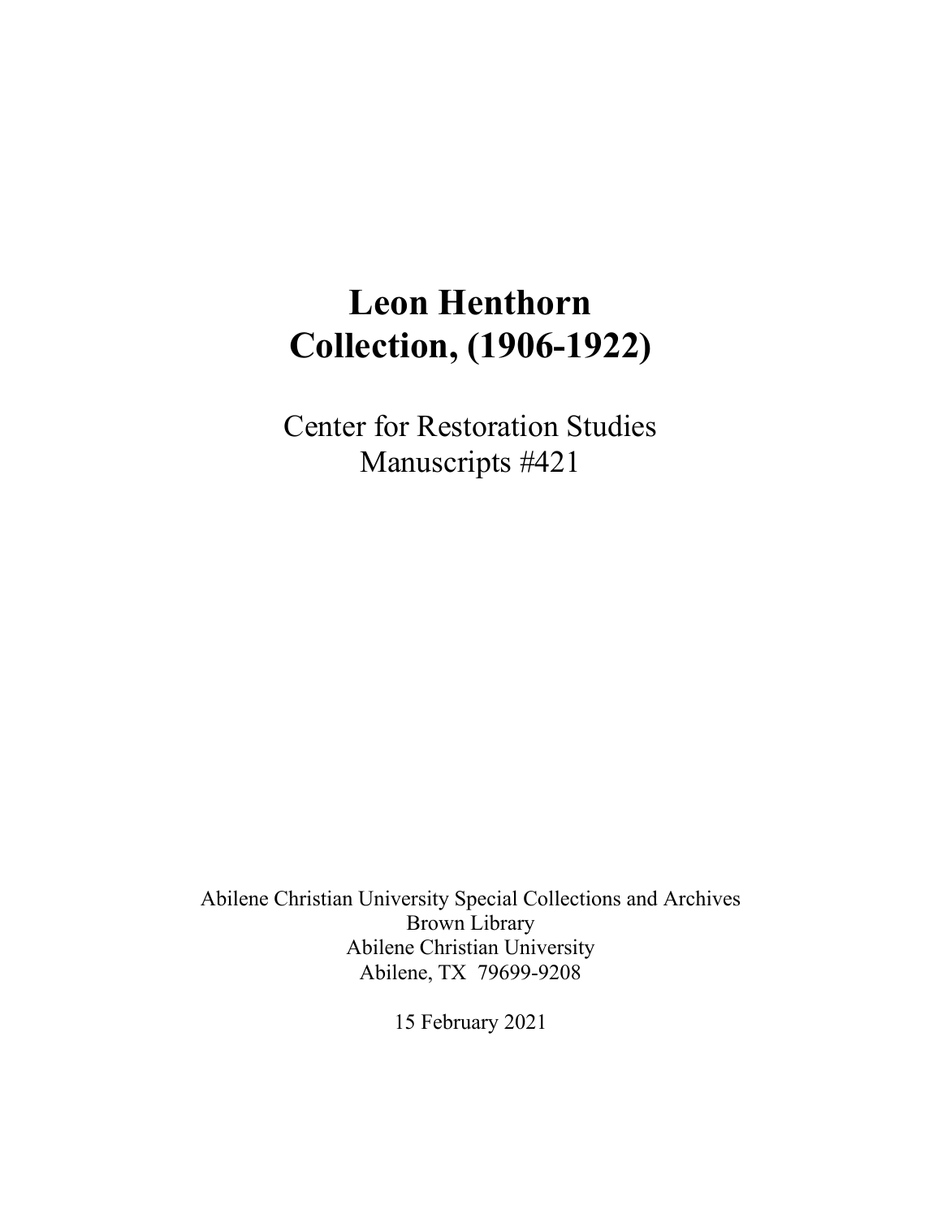# Leon Henthorn Collection, (1906-1922)

Center for Restoration Studies
Manuscripts #421

Abilene Christian University Special Collections and Archives
Brown Library
Abilene Christian University
Abilene, TX 79699-9208

15 February 2021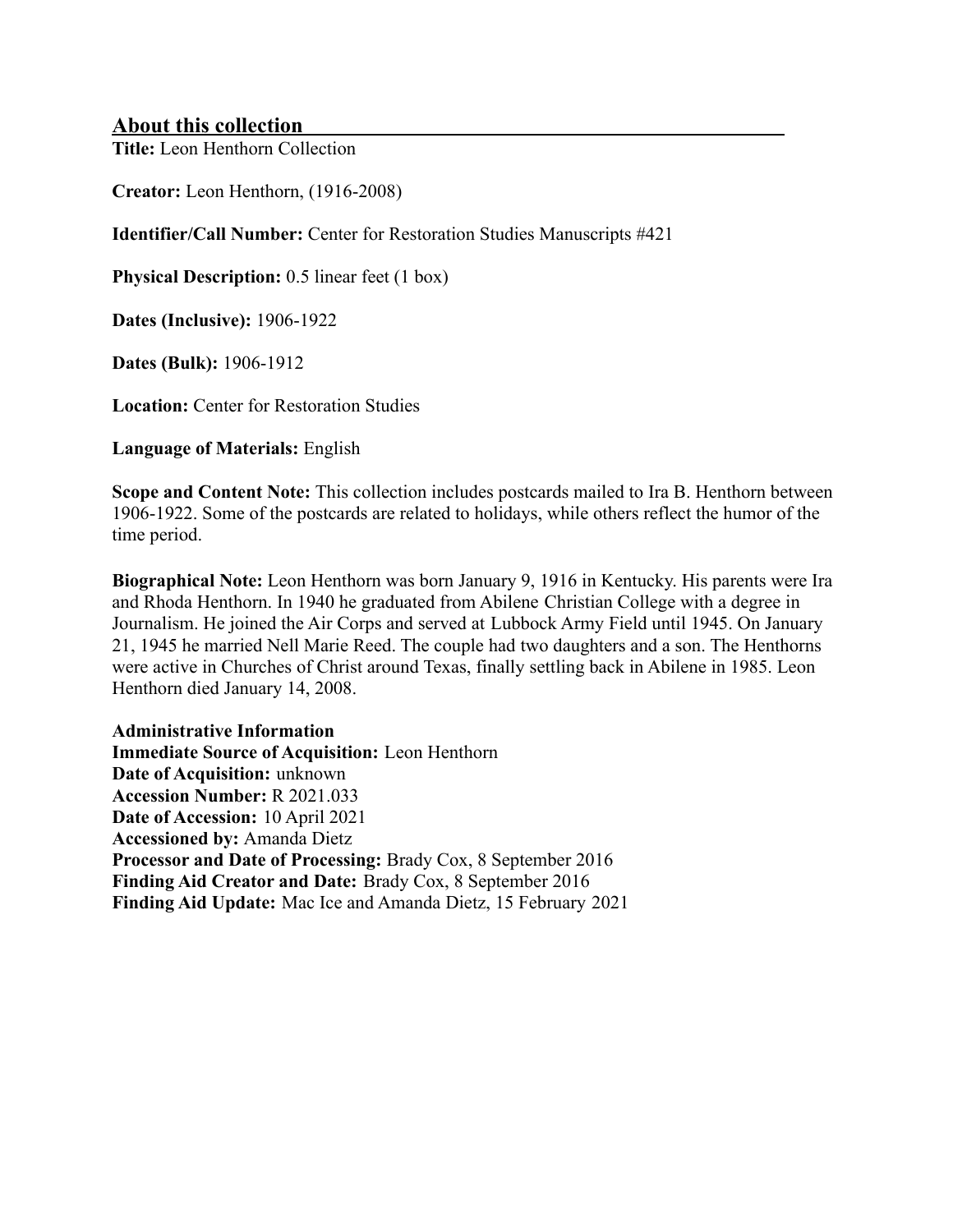## About this collection

**Title:** Leon Henthorn Collection

**Creator:** Leon Henthorn, (1916-2008)

**Identifier/Call Number:** Center for Restoration Studies Manuscripts #421

**Physical Description:** 0.5 linear feet (1 box)

**Dates (Inclusive):** 1906-1922

**Dates (Bulk):** 1906-1912

**Location:** Center for Restoration Studies

**Language of Materials:** English

**Scope and Content Note:** This collection includes postcards mailed to Ira B. Henthorn between 1906-1922. Some of the postcards are related to holidays, while others reflect the humor of the time period.

**Biographical Note:** Leon Henthorn was born January 9, 1916 in Kentucky. His parents were Ira and Rhoda Henthorn. In 1940 he graduated from Abilene Christian College with a degree in Journalism. He joined the Air Corps and served at Lubbock Army Field until 1945. On January 21, 1945 he married Nell Marie Reed. The couple had two daughters and a son. The Henthorns were active in Churches of Christ around Texas, finally settling back in Abilene in 1985. Leon Henthorn died January 14, 2008.

**Administrative Information**
**Immediate Source of Acquisition:** Leon Henthorn
**Date of Acquisition:** unknown
**Accession Number:** R 2021.033
**Date of Accession:** 10 April 2021
**Accessioned by:** Amanda Dietz
**Processor and Date of Processing:** Brady Cox, 8 September 2016
**Finding Aid Creator and Date:** Brady Cox, 8 September 2016
**Finding Aid Update:** Mac Ice and Amanda Dietz, 15 February 2021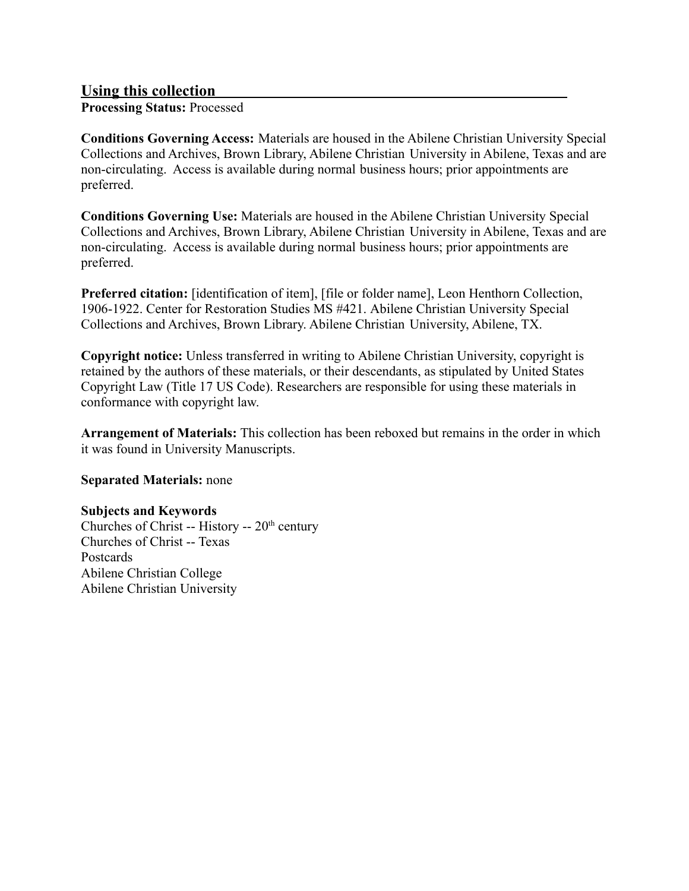## Using this collection

**Processing Status:** Processed

**Conditions Governing Access:** Materials are housed in the Abilene Christian University Special Collections and Archives, Brown Library, Abilene Christian University in Abilene, Texas and are non-circulating. Access is available during normal business hours; prior appointments are preferred.

**Conditions Governing Use:** Materials are housed in the Abilene Christian University Special Collections and Archives, Brown Library, Abilene Christian University in Abilene, Texas and are non-circulating. Access is available during normal business hours; prior appointments are preferred.

**Preferred citation:** [identification of item], [file or folder name], Leon Henthorn Collection, 1906-1922. Center for Restoration Studies MS #421. Abilene Christian University Special Collections and Archives, Brown Library. Abilene Christian University, Abilene, TX.

**Copyright notice:** Unless transferred in writing to Abilene Christian University, copyright is retained by the authors of these materials, or their descendants, as stipulated by United States Copyright Law (Title 17 US Code). Researchers are responsible for using these materials in conformance with copyright law.

**Arrangement of Materials:** This collection has been reboxed but remains in the order in which it was found in University Manuscripts.

**Separated Materials:** none

**Subjects and Keywords**

Churches of Christ -- History -- 20th century
Churches of Christ -- Texas
Postcards
Abilene Christian College
Abilene Christian University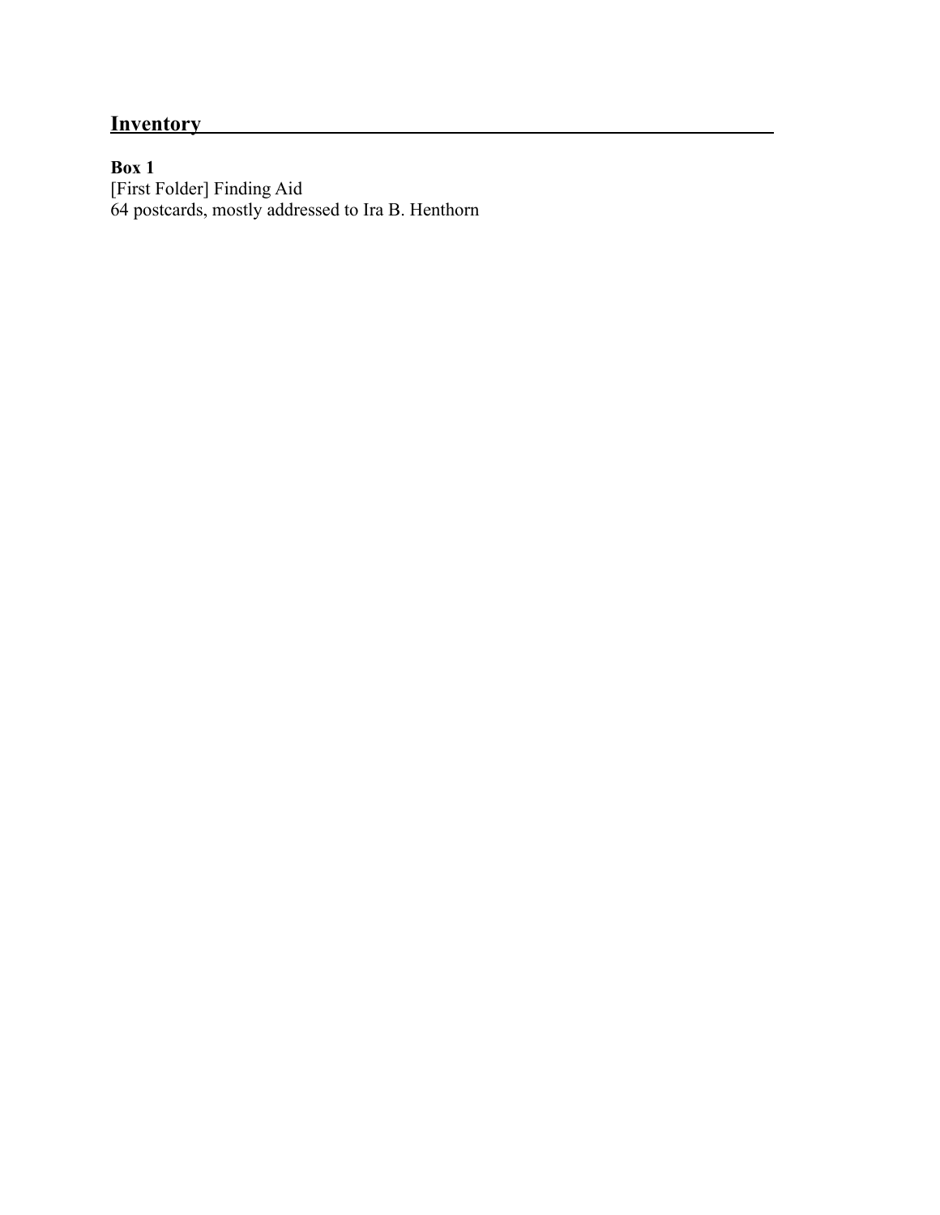## Inventory

**Box 1**
[First Folder] Finding Aid
64 postcards, mostly addressed to Ira B. Henthorn